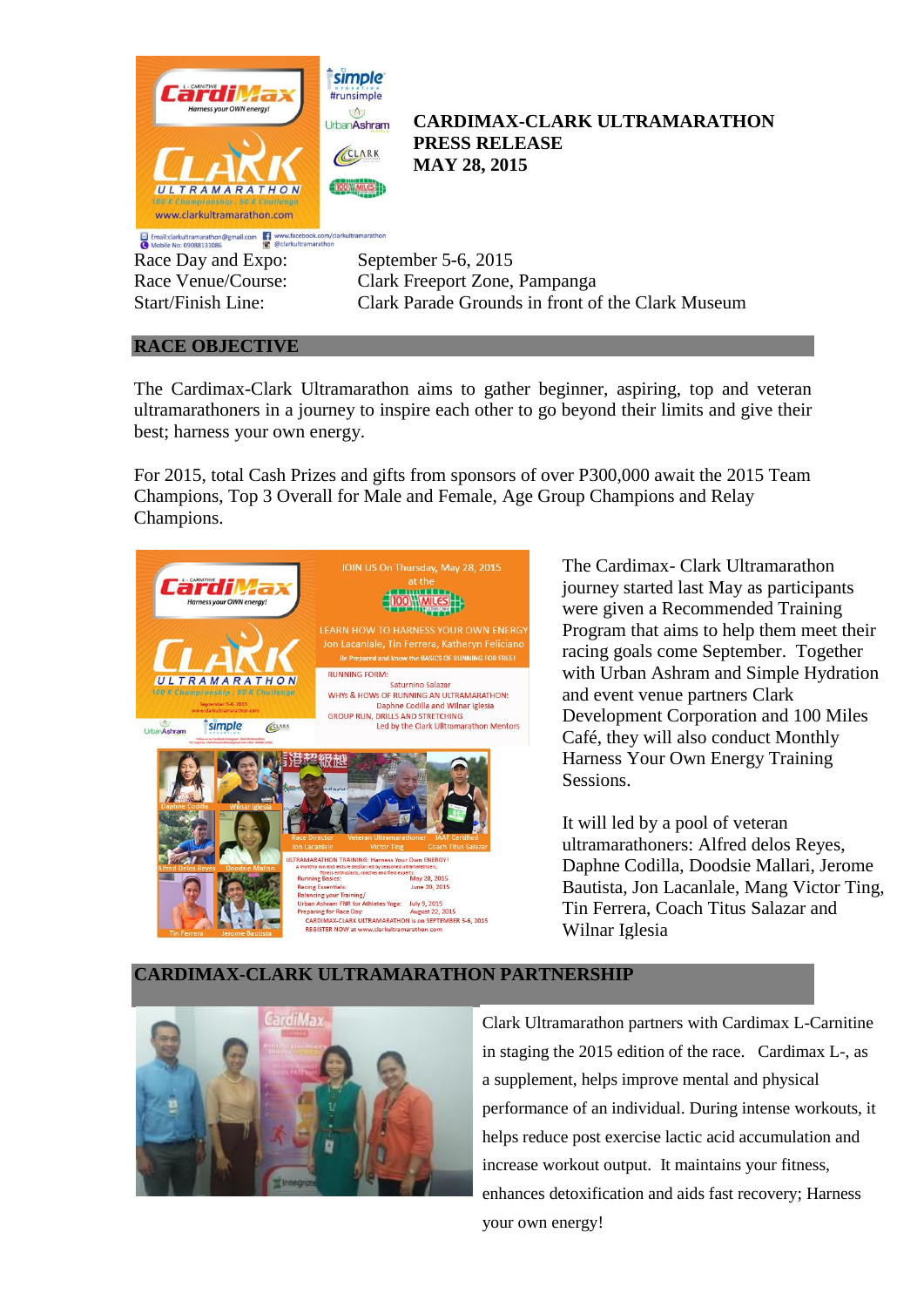# CARDIMAX-CLARK ULTRAMARATHON PRESS RELEASE MAY 28, 2015

| | |
|---|---|
| Race Day and Expo: | September 5-6, 2015 |
| Race Venue/Course: | Clark Freeport Zone, Pampanga |
| Start/Finish Line: | Clark Parade Grounds in front of the Clark Museum |

## RACE OBJECTIVE

The Cardimax-Clark Ultramarathon aims to gather beginner, aspiring, top and veteran ultramarathoners in a journey to inspire each other to go beyond their limits and give their best; harness your own energy.

For 2015, total Cash Prizes and gifts from sponsors of over P300,000 await the 2015 Team Champions, Top 3 Overall for Male and Female, Age Group Champions and Relay Champions.

The Cardimax- Clark Ultramarathon journey started last May as participants were given a Recommended Training Program that aims to help them meet their racing goals come September. Together with Urban Ashram and Simple Hydration and event venue partners Clark Development Corporation and 100 Miles Café, they will also conduct Monthly Harness Your Own Energy Training Sessions.

It will led by a pool of veteran ultramarathoners: Alfred delos Reyes, Daphne Codilla, Doodsie Mallari, Jerome Bautista, Jon Lacanlale, Mang Victor Ting, Tin Ferrera, Coach Titus Salazar and Wilnar Iglesia

## CARDIMAX-CLARK ULTRAMARATHON PARTNERSHIP

Clark Ultramarathon partners with Cardimax L-Carnitine in staging the 2015 edition of the race. Cardimax L-, as a supplement, helps improve mental and physical performance of an individual. During intense workouts, it helps reduce post exercise lactic acid accumulation and increase workout output. It maintains your fitness, enhances detoxification and aids fast recovery; Harness your own energy!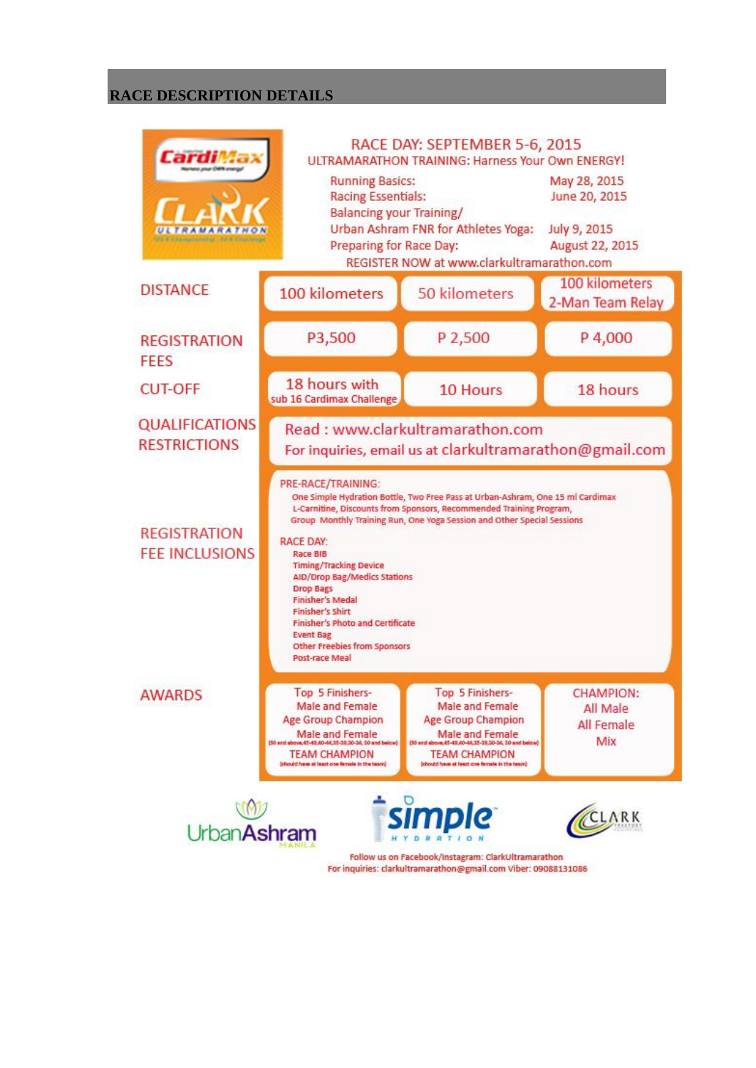## RACE DESCRIPTION DETAILS

**RACE DAY: SEPTEMBER 5-6, 2015**

ULTRAMARATHON TRAINING: Harness Your Own ENERGY!

| | |
|---|---|
| Running Basics: | May 28, 2015 |
| Racing Essentials: | June 20, 2015 |
| Balancing your Training/ Urban Ashram FNR for Athletes Yoga: | July 9, 2015 |
| Preparing for Race Day: | August 22, 2015 |

REGISTER NOW at www.clarkultramarathon.com

| | | | |
|---|---|---|---|
| DISTANCE | 100 kilometers | 50 kilometers | 100 kilometers 2-Man Team Relay |
| REGISTRATION FEES | P3,500 | P 2,500 | P 4,000 |
| CUT-OFF | 18 hours with sub 16 Cardimax Challenge | 10 Hours | 18 hours |
| QUALIFICATIONS RESTRICTIONS | Read : www.clarkultramarathon.com<br>For inquiries, email us at clarkultramarathon@gmail.com | | |
| REGISTRATION FEE INCLUSIONS | PRE-RACE/TRAINING:<br>One Simple Hydration Bottle, Two Free Pass at Urban-Ashram, One 15 ml Cardimax L-Carnitine, Discounts from Sponsors, Recommended Training Program, Group Monthly Training Run, One Yoga Session and Other Special Sessions<br><br>RACE DAY:<br>Race BIB<br>Timing/Tracking Device<br>AID/Drop Bag/Medics Stations<br>Drop Bags<br>Finisher's Medal<br>Finisher's Shirt<br>Finisher's Photo and Certificate<br>Event Bag<br>Other Freebies from Sponsors<br>Post-race Meal | | |
| AWARDS | Top 5 Finishers- Male and Female<br>Age Group Champion Male and Female<br>(50 and above,45-49,40-44,35-39,30-34, 30 and below)<br>TEAM CHAMPION<br>(should have at least one female in the team) | Top 5 Finishers- Male and Female<br>Age Group Champion Male and Female<br>(50 and above,45-49,40-44,35-39,30-34, 30 and below)<br>TEAM CHAMPION<br>(should have at least one female in the team) | CHAMPION:<br>All Male<br>All Female<br>Mix |

UrbanAshram MANILA | simple HYDRATION | CLARK

Follow us on Facebook/Instagram: ClarkUltramarathon
For inquiries: clarkultramarathon@gmail.com Viber: 09088131086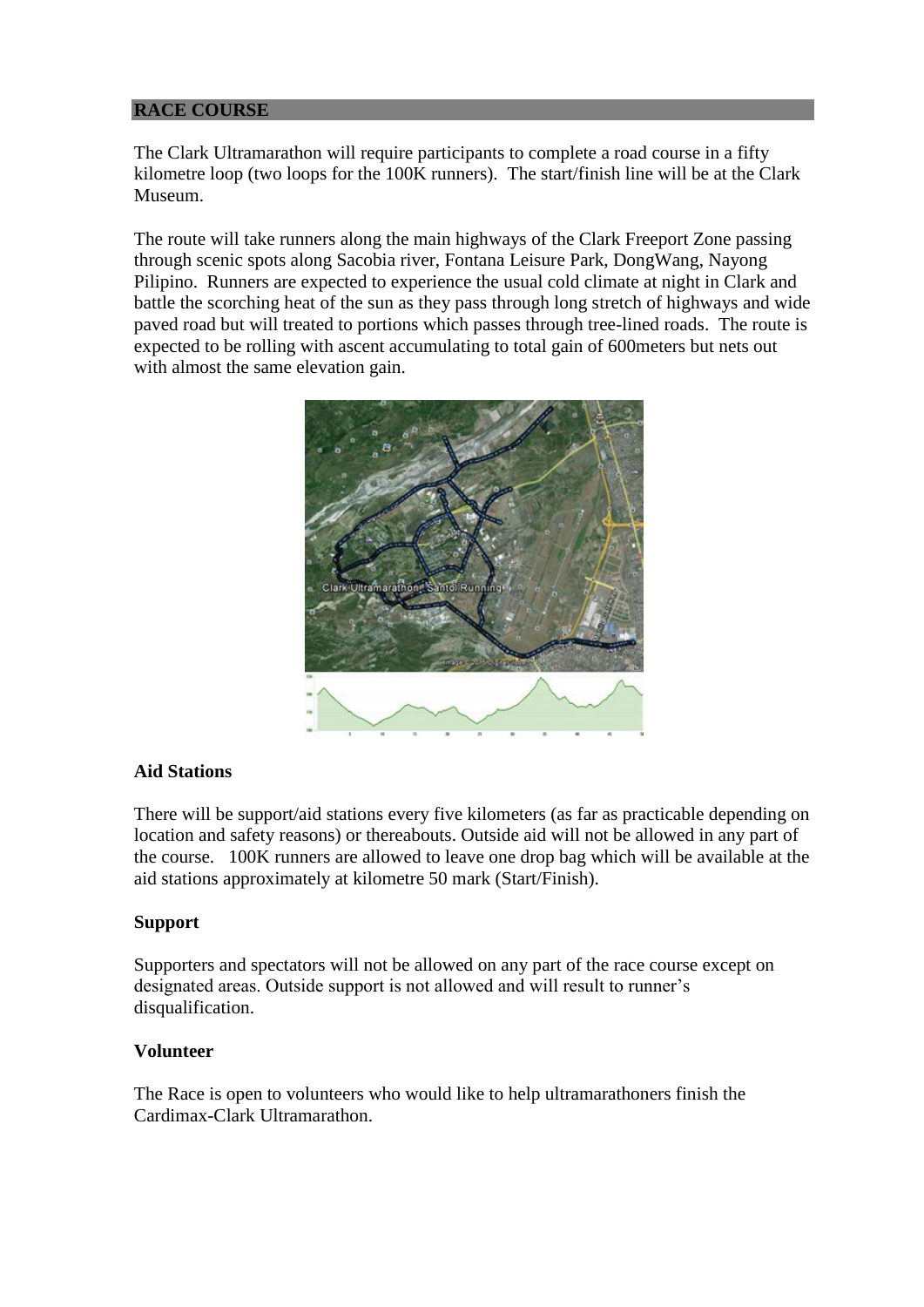## RACE COURSE

The Clark Ultramarathon will require participants to complete a road course in a fifty kilometre loop (two loops for the 100K runners). The start/finish line will be at the Clark Museum.

The route will take runners along the main highways of the Clark Freeport Zone passing through scenic spots along Sacobia river, Fontana Leisure Park, DongWang, Nayong Pilipino. Runners are expected to experience the usual cold climate at night in Clark and battle the scorching heat of the sun as they pass through long stretch of highways and wide paved road but will treated to portions which passes through tree-lined roads. The route is expected to be rolling with ascent accumulating to total gain of 600meters but nets out with almost the same elevation gain.

### Aid Stations

There will be support/aid stations every five kilometers (as far as practicable depending on location and safety reasons) or thereabouts. Outside aid will not be allowed in any part of the course. 100K runners are allowed to leave one drop bag which will be available at the aid stations approximately at kilometre 50 mark (Start/Finish).

### Support

Supporters and spectators will not be allowed on any part of the race course except on designated areas. Outside support is not allowed and will result to runner's disqualification.

### Volunteer

The Race is open to volunteers who would like to help ultramarathoners finish the Cardimax-Clark Ultramarathon.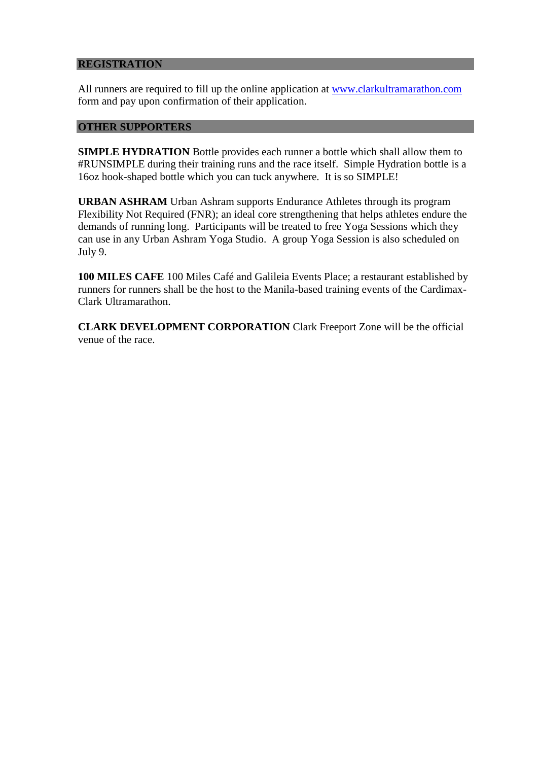## REGISTRATION

All runners are required to fill up the online application at [www.clarkultramarathon.com](http://www.clarkultramarathon.com) form and pay upon confirmation of their application.

## OTHER SUPPORTERS

**SIMPLE HYDRATION** Bottle provides each runner a bottle which shall allow them to #RUNSIMPLE during their training runs and the race itself. Simple Hydration bottle is a 16oz hook-shaped bottle which you can tuck anywhere. It is so SIMPLE!

**URBAN ASHRAM** Urban Ashram supports Endurance Athletes through its program Flexibility Not Required (FNR); an ideal core strengthening that helps athletes endure the demands of running long. Participants will be treated to free Yoga Sessions which they can use in any Urban Ashram Yoga Studio. A group Yoga Session is also scheduled on July 9.

**100 MILES CAFE** 100 Miles Café and Galileia Events Place; a restaurant established by runners for runners shall be the host to the Manila-based training events of the Cardimax-Clark Ultramarathon.

**CLARK DEVELOPMENT CORPORATION** Clark Freeport Zone will be the official venue of the race.